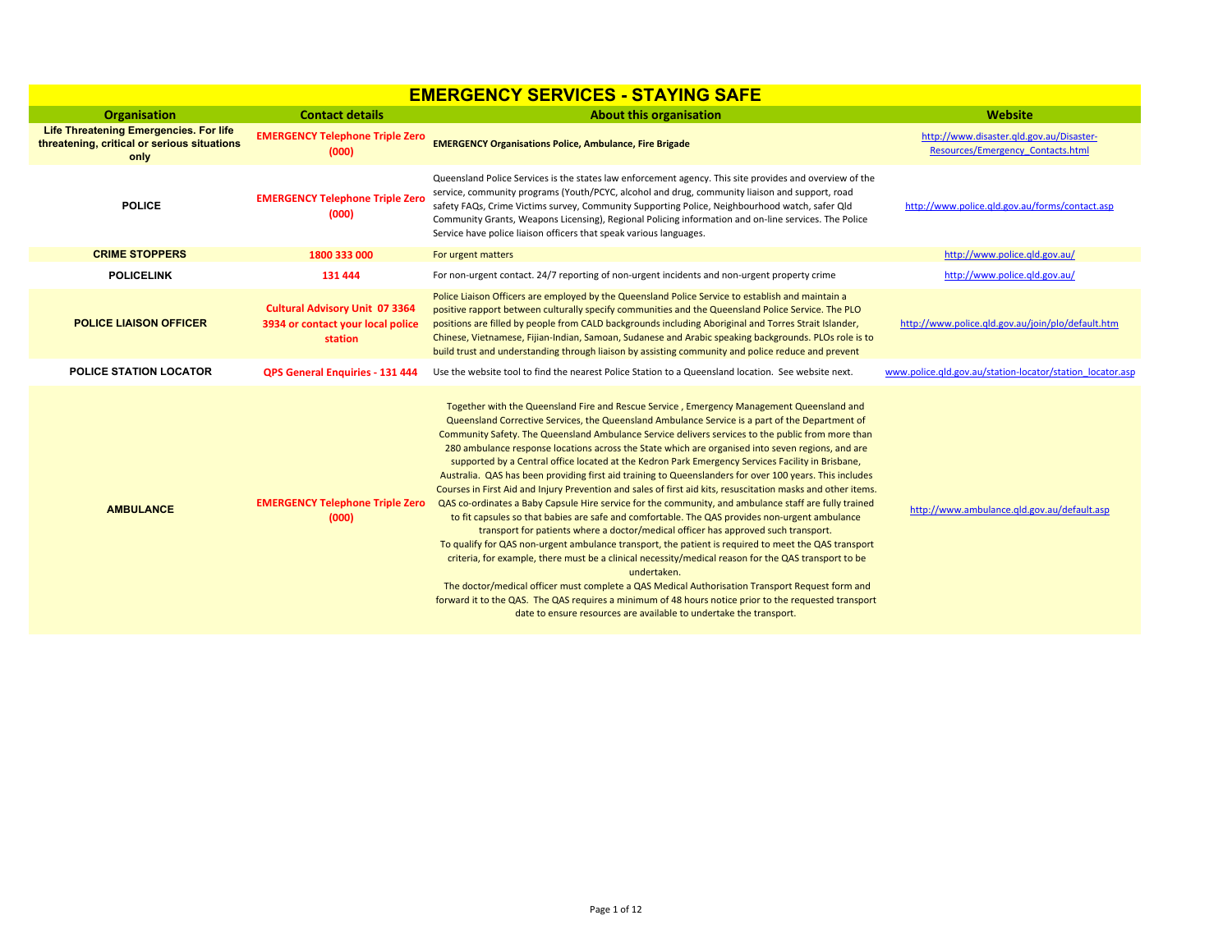# EMERGENCY SERVICES - STAYING SAFE

| Organisation | Contact details | About this organisation | Website |
|---|---|---|---|
| **Life Threatening Emergencies. For life threatening, critical or serious situations only** | **EMERGENCY Telephone Triple Zero (000)** | **EMERGENCY Organisations Police, Ambulance, Fire Brigade** | http://www.disaster.qld.gov.au/Disaster-Resources/Emergency_Contacts.html |
| **POLICE** | **EMERGENCY Telephone Triple Zero (000)** | Queensland Police Services is the states law enforcement agency. This site provides and overview of the service, community programs (Youth/PCYC, alcohol and drug, community liaison and support, road safety FAQs, Crime Victims survey, Community Supporting Police, Neighbourhood watch, safer Qld Community Grants, Weapons Licensing), Regional Policing information and on-line services. The Police Service have police liaison officers that speak various languages. | http://www.police.qld.gov.au/forms/contact.asp |
| **CRIME STOPPERS** | **1800 333 000** | For urgent matters | http://www.police.qld.gov.au/ |
| **POLICELINK** | **131 444** | For non-urgent contact. 24/7 reporting of non-urgent incidents and non-urgent property crime | http://www.police.qld.gov.au/ |
| **POLICE LIAISON OFFICER** | **Cultural Advisory Unit 07 3364 3934 or contact your local police station** | Police Liaison Officers are employed by the Queensland Police Service to establish and maintain a positive rapport between culturally specify communities and the Queensland Police Service. The PLO positions are filled by people from CALD backgrounds including Aboriginal and Torres Strait Islander, Chinese, Vietnamese, Fijian-Indian, Samoan, Sudanese and Arabic speaking backgrounds. PLOs role is to build trust and understanding through liaison by assisting community and police reduce and prevent | http://www.police.qld.gov.au/join/plo/default.htm |
| **POLICE STATION LOCATOR** | **QPS General Enquiries - 131 444** | Use the website tool to find the nearest Police Station to a Queensland location. See website next. | www.police.qld.gov.au/station-locator/station_locator.asp |
| **AMBULANCE** | **EMERGENCY Telephone Triple Zero (000)** | Together with the Queensland Fire and Rescue Service , Emergency Management Queensland and Queensland Corrective Services, the Queensland Ambulance Service is a part of the Department of Community Safety. The Queensland Ambulance Service delivers services to the public from more than 280 ambulance response locations across the State which are organised into seven regions, and are supported by a Central office located at the Kedron Park Emergency Services Facility in Brisbane, Australia. QAS has been providing first aid training to Queenslanders for over 100 years. This includes Courses in First Aid and Injury Prevention and sales of first aid kits, resuscitation masks and other items. QAS co-ordinates a Baby Capsule Hire service for the community, and ambulance staff are fully trained to fit capsules so that babies are safe and comfortable. The QAS provides non-urgent ambulance transport for patients where a doctor/medical officer has approved such transport. To qualify for QAS non-urgent ambulance transport, the patient is required to meet the QAS transport criteria, for example, there must be a clinical necessity/medical reason for the QAS transport to be undertaken. The doctor/medical officer must complete a QAS Medical Authorisation Transport Request form and forward it to the QAS. The QAS requires a minimum of 48 hours notice prior to the requested transport date to ensure resources are available to undertake the transport. | http://www.ambulance.qld.gov.au/default.asp |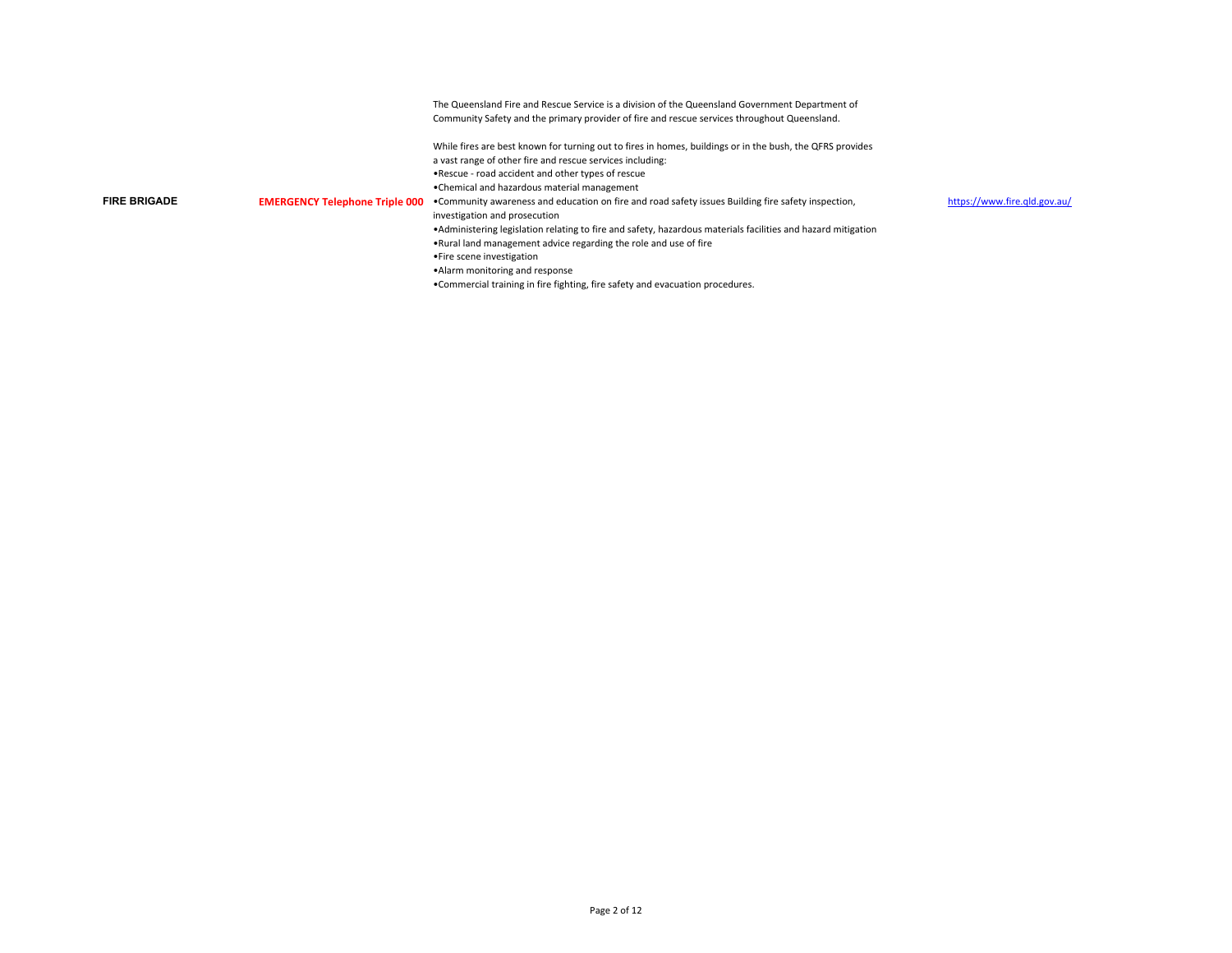| | | | |
|---|---|---|---|
| **FIRE BRIGADE** | **EMERGENCY Telephone Triple 000** | The Queensland Fire and Rescue Service is a division of the Queensland Government Department of Community Safety and the primary provider of fire and rescue services throughout Queensland.<br><br>While fires are best known for turning out to fires in homes, buildings or in the bush, the QFRS provides a vast range of other fire and rescue services including:<br>•Rescue - road accident and other types of rescue<br>•Chemical and hazardous material management<br>•Community awareness and education on fire and road safety issues Building fire safety inspection, investigation and prosecution<br>•Administering legislation relating to fire and safety, hazardous materials facilities and hazard mitigation<br>•Rural land management advice regarding the role and use of fire<br>•Fire scene investigation<br>•Alarm monitoring and response<br>•Commercial training in fire fighting, fire safety and evacuation procedures. | https://www.fire.qld.gov.au/ |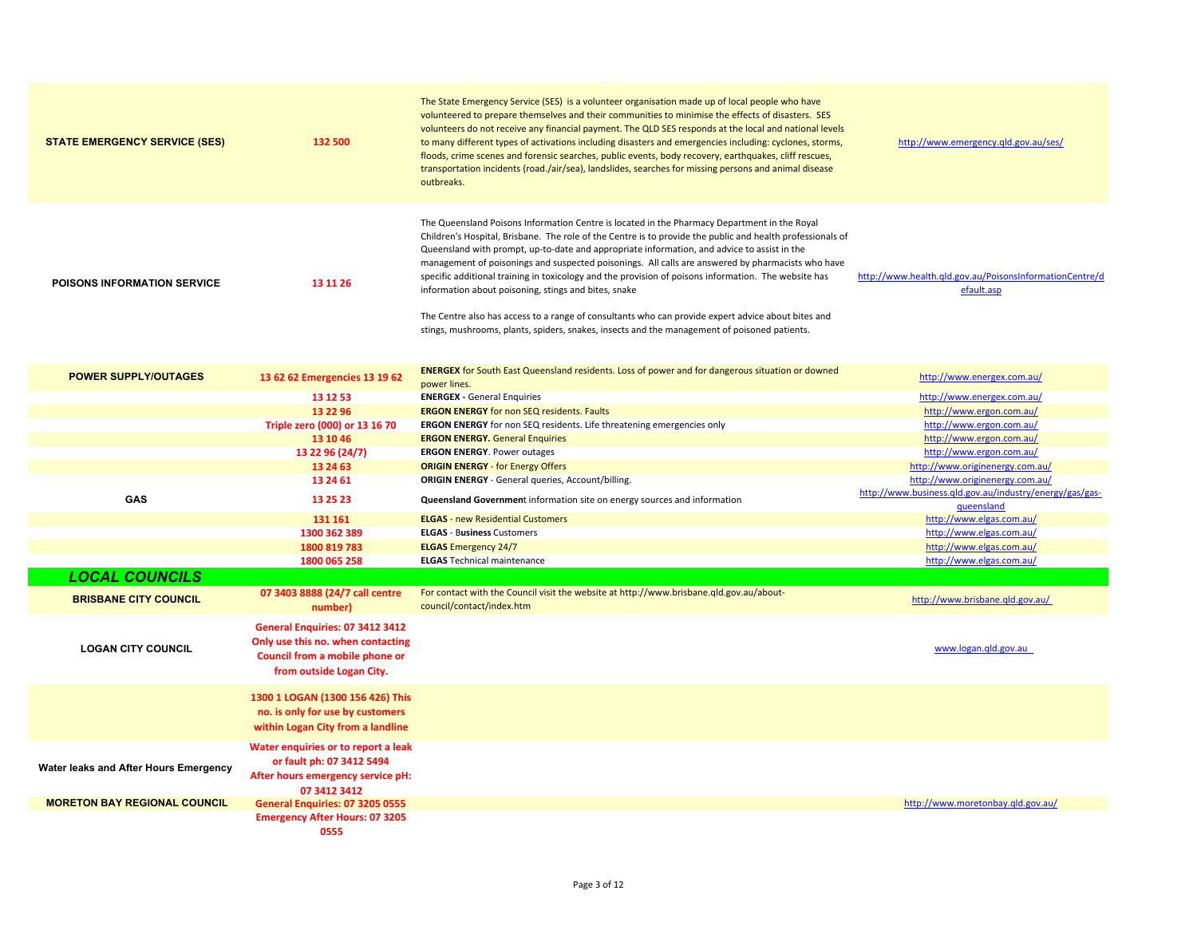| | | | |
|---|---|---|---|
| **STATE EMERGENCY SERVICE (SES)** | **132 500** | The State Emergency Service (SES) is a volunteer organisation made up of local people who have volunteered to prepare themselves and their communities to minimise the effects of disasters. SES volunteers do not receive any financial payment. The QLD SES responds at the local and national levels to many different types of activations including disasters and emergencies including: cyclones, storms, floods, crime scenes and forensic searches, public events, body recovery, earthquakes, cliff rescues, transportation incidents (road./air/sea), landslides, searches for missing persons and animal disease outbreaks. | http://www.emergency.qld.gov.au/ses/ |
| **POISONS INFORMATION SERVICE** | **13 11 26** | The Queensland Poisons Information Centre is located in the Pharmacy Department in the Royal Children's Hospital, Brisbane. The role of the Centre is to provide the public and health professionals of Queensland with prompt, up-to-date and appropriate information, and advice to assist in the management of poisonings and suspected poisonings. All calls are answered by pharmacists who have specific additional training in toxicology and the provision of poisons information. The website has information about poisoning, stings and bites, snake<br><br>The Centre also has access to a range of consultants who can provide expert advice about bites and stings, mushrooms, plants, spiders, snakes, insects and the management of poisoned patients. | http://www.health.qld.gov.au/PoisonsInformationCentre/default.asp |
| **POWER SUPPLY/OUTAGES** | **13 62 62 Emergencies 13 19 62** | **ENERGEX** for South East Queensland residents. Loss of power and for dangerous situation or downed power lines. | http://www.energex.com.au/ |
| | **13 12 53** | **ENERGEX -** General Enquiries | http://www.energex.com.au/ |
| | **13 22 96** | **ERGON ENERGY** for non SEQ residents. Faults | http://www.ergon.com.au/ |
| | **Triple zero (000) or 13 16 70** | **ERGON ENERGY** for non SEQ residents. Life threatening emergencies only | http://www.ergon.com.au/ |
| | **13 10 46** | **ERGON ENERGY.** General Enquiries | http://www.ergon.com.au/ |
| | **13 22 96 (24/7)** | **ERGON ENERGY**. Power outages | http://www.ergon.com.au/ |
| | **13 24 63** | **ORIGIN ENERGY** - for Energy Offers | http://www.originenergy.com.au/ |
| | **13 24 61** | **ORIGIN ENERGY** - General queries, Account/billing. | http://www.originenergy.com.au/ |
| **GAS** | **13 25 23** | **Queensland Governmen**t information site on energy sources and information | http://www.business.qld.gov.au/industry/energy/gas/gas-queensland |
| | **131 161** | **ELGAS** - new Residential Customers | http://www.elgas.com.au/ |
| | **1300 362 389** | **ELGAS** - B**usiness** Customers | http://www.elgas.com.au/ |
| | **1800 819 783** | **ELGAS** Emergency 24/7 | http://www.elgas.com.au/ |
| | **1800 065 258** | **ELGAS** Technical maintenance | http://www.elgas.com.au/ |
| ***LOCAL COUNCILS*** | | | |
| **BRISBANE CITY COUNCIL** | **07 3403 8888 (24/7 call centre number)** | For contact with the Council visit the website at http://www.brisbane.qld.gov.au/about-council/contact/index.htm | http://www.brisbane.qld.gov.au/ |
| **LOGAN CITY COUNCIL** | **General Enquiries: 07 3412 3412 Only use this no. when contacting Council from a mobile phone or from outside Logan City.** | | www.logan.qld.gov.au |
| | **1300 1 LOGAN (1300 156 426) This no. is only for use by customers within Logan City from a landline** | | |
| **Water leaks and After Hours Emergency** | **Water enquiries or to report a leak or fault ph: 07 3412 5494 After hours emergency service pH: 07 3412 3412** | | |
| **MORETON BAY REGIONAL COUNCIL** | **General Enquiries: 07 3205 0555** | | http://www.moretonbay.qld.gov.au/ |
| | **Emergency After Hours: 07 3205 0555** | | |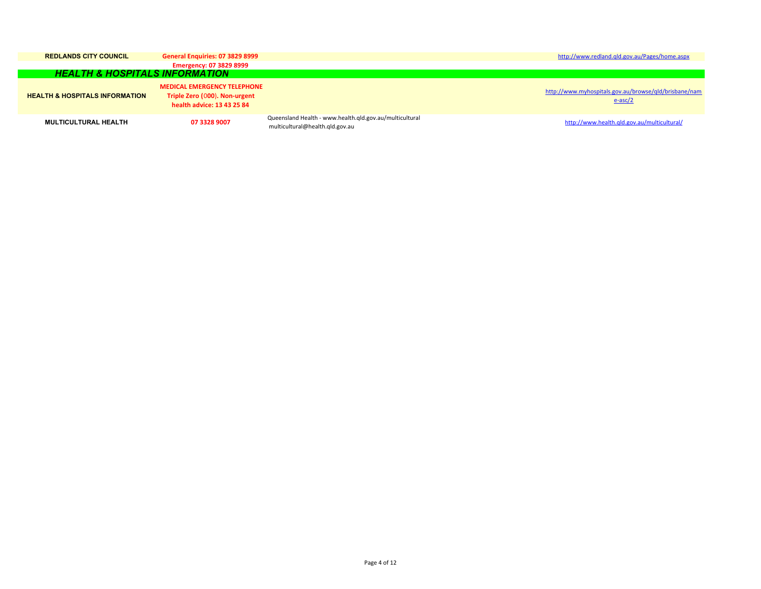| | | | |
|---|---|---|---|
| **REDLANDS CITY COUNCIL** | **General Enquiries: 07 3829 8999**<br>**Emergency: 07 3829 8999** | | http://www.redland.qld.gov.au/Pages/home.aspx |

## *HEALTH & HOSPITALS INFORMATION*

| | | | |
|---|---|---|---|
| **HEALTH & HOSPITALS INFORMATION** | **MEDICAL EMERGENCY TELEPHONE Triple Zero (000). Non-urgent health advice: 13 43 25 84** | | http://www.myhospitals.gov.au/browse/qld/brisbane/name-asc/2 |
| **MULTICULTURAL HEALTH** | **07 3328 9007** | Queensland Health - www.health.qld.gov.au/multicultural<br>multicultural@health.qld.gov.au | http://www.health.qld.gov.au/multicultural/ |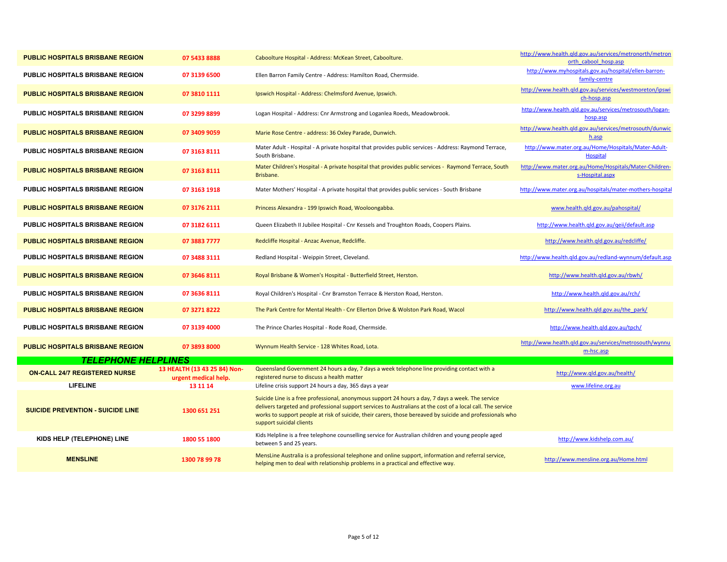| | | | |
|---|---|---|---|
| **PUBLIC HOSPITALS BRISBANE REGION** | 07 5433 8888 | Caboolture Hospital - Address: McKean Street, Caboolture. | http://www.health.qld.gov.au/services/metronorth/metronorth_cabool_hosp.asp |
| **PUBLIC HOSPITALS BRISBANE REGION** | 07 3139 6500 | Ellen Barron Family Centre - Address: Hamilton Road, Chermside. | http://www.myhospitals.gov.au/hospital/ellen-barron-family-centre |
| **PUBLIC HOSPITALS BRISBANE REGION** | 07 3810 1111 | Ipswich Hospital - Address: Chelmsford Avenue, Ipswich. | http://www.health.qld.gov.au/services/westmoreton/ipswich-hosp.asp |
| **PUBLIC HOSPITALS BRISBANE REGION** | 07 3299 8899 | Logan Hospital - Address: Cnr Armstrong and Loganlea Roeds, Meadowbrook. | http://www.health.qld.gov.au/services/metrosouth/logan-hosp.asp |
| **PUBLIC HOSPITALS BRISBANE REGION** | 07 3409 9059 | Marie Rose Centre - address: 36 Oxley Parade, Dunwich. | http://www.health.qld.gov.au/services/metrosouth/dunwich.asp |
| **PUBLIC HOSPITALS BRISBANE REGION** | 07 3163 8111 | Mater Adult - Hospital - A private hospital that provides public services - Address: Raymond Terrace, South Brisbane. | http://www.mater.org.au/Home/Hospitals/Mater-Adult-Hospital |
| **PUBLIC HOSPITALS BRISBANE REGION** | 07 3163 8111 | Mater Children's Hospital - A private hospital that provides public services - Raymond Terrace, South Brisbane. | http://www.mater.org.au/Home/Hospitals/Mater-Children-s-Hospital.aspx |
| **PUBLIC HOSPITALS BRISBANE REGION** | 07 3163 1918 | Mater Mothers' Hospital - A private hospital that provides public services - South Brisbane | http://www.mater.org.au/hospitals/mater-mothers-hospital |
| **PUBLIC HOSPITALS BRISBANE REGION** | 07 3176 2111 | Princess Alexandra - 199 Ipswich Road, Wooloongabba. | www.health.qld.gov.au/pahospital/ |
| **PUBLIC HOSPITALS BRISBANE REGION** | 07 3182 6111 | Queen Elizabeth II Jubilee Hospital - Cnr Kessels and Troughton Roads, Coopers Plains. | http://www.health.qld.gov.au/qeii/default.asp |
| **PUBLIC HOSPITALS BRISBANE REGION** | 07 3883 7777 | Redcliffe Hospital - Anzac Avenue, Redcliffe. | http://www.health.qld.gov.au/redcliffe/ |
| **PUBLIC HOSPITALS BRISBANE REGION** | 07 3488 3111 | Redland Hospital - Weippin Street, Cleveland. | http://www.health.qld.gov.au/redland-wynnum/default.asp |
| **PUBLIC HOSPITALS BRISBANE REGION** | 07 3646 8111 | Royal Brisbane & Women's Hospital - Butterfield Street, Herston. | http://www.health.qld.gov.au/rbwh/ |
| **PUBLIC HOSPITALS BRISBANE REGION** | 07 3636 8111 | Royal Children's Hospital - Cnr Bramston Terrace & Herston Road, Herston. | http://www.health.qld.gov.au/rch/ |
| **PUBLIC HOSPITALS BRISBANE REGION** | 07 3271 8222 | The Park Centre for Mental Health - Cnr Ellerton Drive & Wolston Park Road, Wacol | http://www.health.qld.gov.au/the_park/ |
| **PUBLIC HOSPITALS BRISBANE REGION** | 07 3139 4000 | The Prince Charles Hospital - Rode Road, Chermside. | http://www.health.qld.gov.au/tpch/ |
| **PUBLIC HOSPITALS BRISBANE REGION** | 07 3893 8000 | Wynnum Health Service - 128 Whites Road, Lota. | http://www.health.qld.gov.au/services/metrosouth/wynnum-hsc.asp |
| ***TELEPHONE HELPLINES*** | | | |
| **ON-CALL 24/7 REGISTERED NURSE** | 13 HEALTH (13 43 25 84) Non-urgent medical help. | Queensland Government 24 hours a day, 7 days a week telephone line providing contact with a registered nurse to discuss a health matter | http://www.qld.gov.au/health/ |
| **LIFELINE** | 13 11 14 | Lifeline crisis support 24 hours a day, 365 days a year | www.lifeline.org.au |
| **SUICIDE PREVENTION - SUICIDE LINE** | 1300 651 251 | Suicide Line is a free professional, anonymous support 24 hours a day, 7 days a week. The service delivers targeted and professional support services to Australians at the cost of a local call. The service works to support people at risk of suicide, their carers, those bereaved by suicide and professionals who support suicidal clients | |
| **KIDS HELP (TELEPHONE) LINE** | 1800 55 1800 | Kids Helpline is a free telephone counselling service for Australian children and young people aged between 5 and 25 years. | http://www.kidshelp.com.au/ |
| **MENSLINE** | 1300 78 99 78 | MensLine Australia is a professional telephone and online support, information and referral service, helping men to deal with relationship problems in a practical and effective way. | http://www.mensline.org.au/Home.html |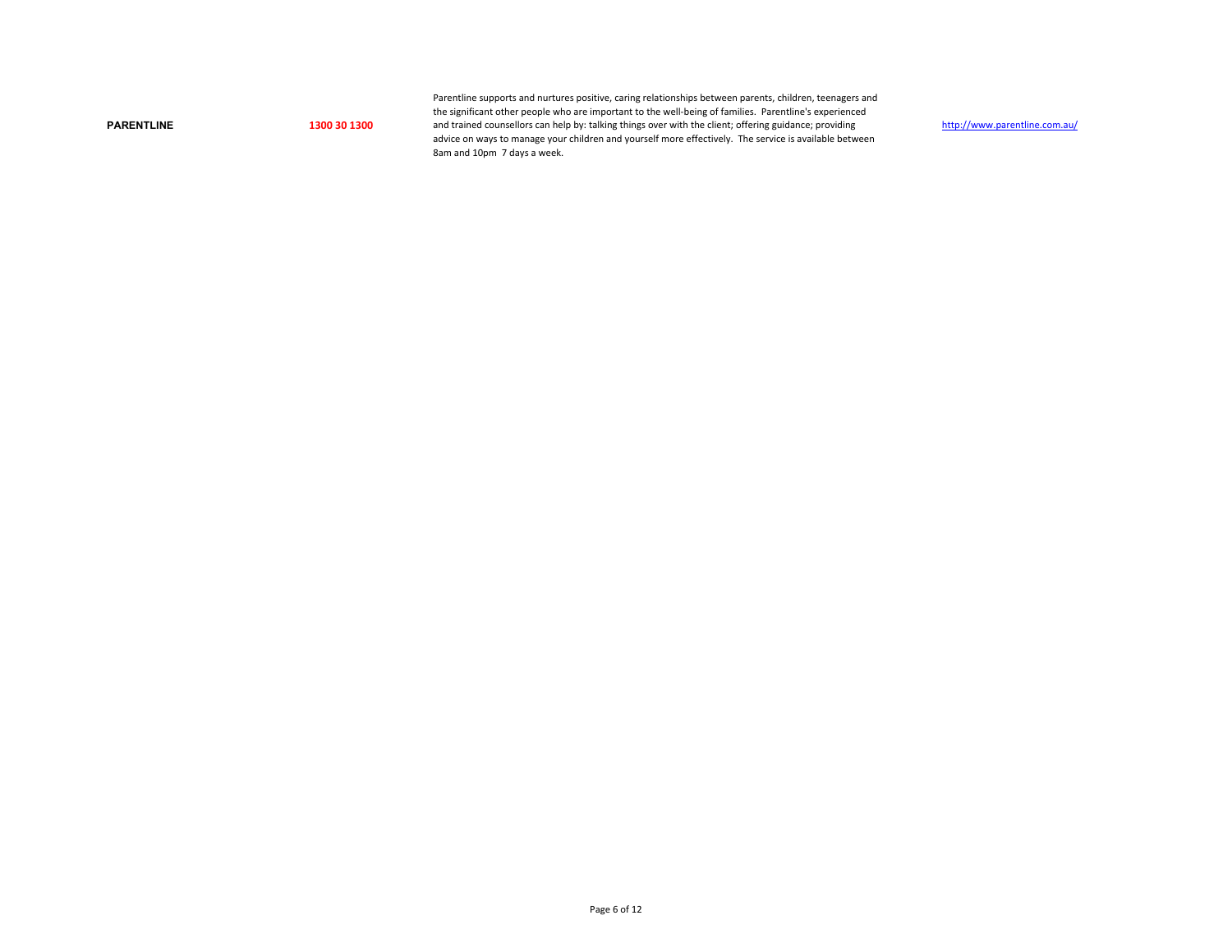| | | | |
|---|---|---|---|
| **PARENTLINE** | **1300 30 1300** | Parentline supports and nurtures positive, caring relationships between parents, children, teenagers and the significant other people who are important to the well-being of families. Parentline's experienced and trained counsellors can help by: talking things over with the client; offering guidance; providing advice on ways to manage your children and yourself more effectively. The service is available between 8am and 10pm 7 days a week. | http://www.parentline.com.au/ |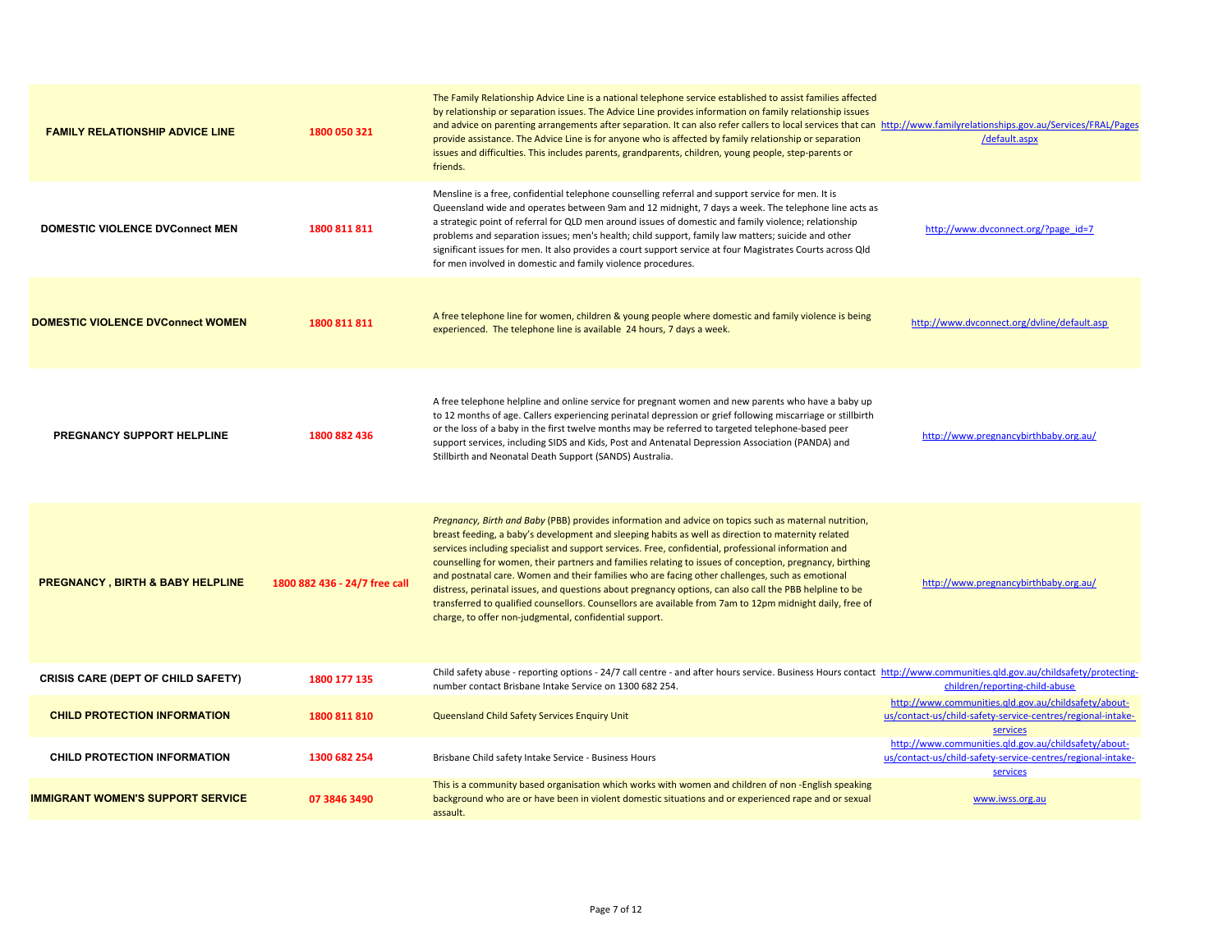| | | | |
|---|---|---|---|
| **FAMILY RELATIONSHIP ADVICE LINE** | **1800 050 321** | The Family Relationship Advice Line is a national telephone service established to assist families affected by relationship or separation issues. The Advice Line provides information on family relationship issues and advice on parenting arrangements after separation. It can also refer callers to local services that can provide assistance. The Advice Line is for anyone who is affected by family relationship or separation issues and difficulties. This includes parents, grandparents, children, young people, step-parents or friends. | http://www.familyrelationships.gov.au/Services/FRAL/Pages/default.aspx |
| **DOMESTIC VIOLENCE DVConnect MEN** | **1800 811 811** | Mensline is a free, confidential telephone counselling referral and support service for men. It is Queensland wide and operates between 9am and 12 midnight, 7 days a week. The telephone line acts as a strategic point of referral for QLD men around issues of domestic and family violence; relationship problems and separation issues; men's health; child support, family law matters; suicide and other significant issues for men. It also provides a court support service at four Magistrates Courts across Qld for men involved in domestic and family violence procedures. | http://www.dvconnect.org/?page_id=7 |
| **DOMESTIC VIOLENCE DVConnect WOMEN** | **1800 811 811** | A free telephone line for women, children & young people where domestic and family violence is being experienced. The telephone line is available 24 hours, 7 days a week. | http://www.dvconnect.org/dvline/default.asp |
| **PREGNANCY SUPPORT HELPLINE** | **1800 882 436** | A free telephone helpline and online service for pregnant women and new parents who have a baby up to 12 months of age. Callers experiencing perinatal depression or grief following miscarriage or stillbirth or the loss of a baby in the first twelve months may be referred to targeted telephone-based peer support services, including SIDS and Kids, Post and Antenatal Depression Association (PANDA) and Stillbirth and Neonatal Death Support (SANDS) Australia. | http://www.pregnancybirthbaby.org.au/ |
| **PREGNANCY , BIRTH & BABY HELPLINE** | **1800 882 436 - 24/7 free call** | *Pregnancy, Birth and Baby* (PBB) provides information and advice on topics such as maternal nutrition, breast feeding, a baby's development and sleeping habits as well as direction to maternity related services including specialist and support services. Free, confidential, professional information and counselling for women, their partners and families relating to issues of conception, pregnancy, birthing and postnatal care. Women and their families who are facing other challenges, such as emotional distress, perinatal issues, and questions about pregnancy options, can also call the PBB helpline to be transferred to qualified counsellors. Counsellors are available from 7am to 12pm midnight daily, free of charge, to offer non-judgmental, confidential support. | http://www.pregnancybirthbaby.org.au/ |
| **CRISIS CARE (DEPT OF CHILD SAFETY)** | **1800 177 135** | Child safety abuse - reporting options - 24/7 call centre - and after hours service. Business Hours contact number contact Brisbane Intake Service on 1300 682 254. | http://www.communities.qld.gov.au/childsafety/protecting-children/reporting-child-abuse |
| **CHILD PROTECTION INFORMATION** | **1800 811 810** | Queensland Child Safety Services Enquiry Unit | http://www.communities.qld.gov.au/childsafety/about-us/contact-us/child-safety-service-centres/regional-intake-services |
| **CHILD PROTECTION INFORMATION** | **1300 682 254** | Brisbane Child safety Intake Service - Business Hours | http://www.communities.qld.gov.au/childsafety/about-us/contact-us/child-safety-service-centres/regional-intake-services |
| **IMMIGRANT WOMEN'S SUPPORT SERVICE** | **07 3846 3490** | This is a community based organisation which works with women and children of non -English speaking background who are or have been in violent domestic situations and or experienced rape and or sexual assault. | www.iwss.org.au |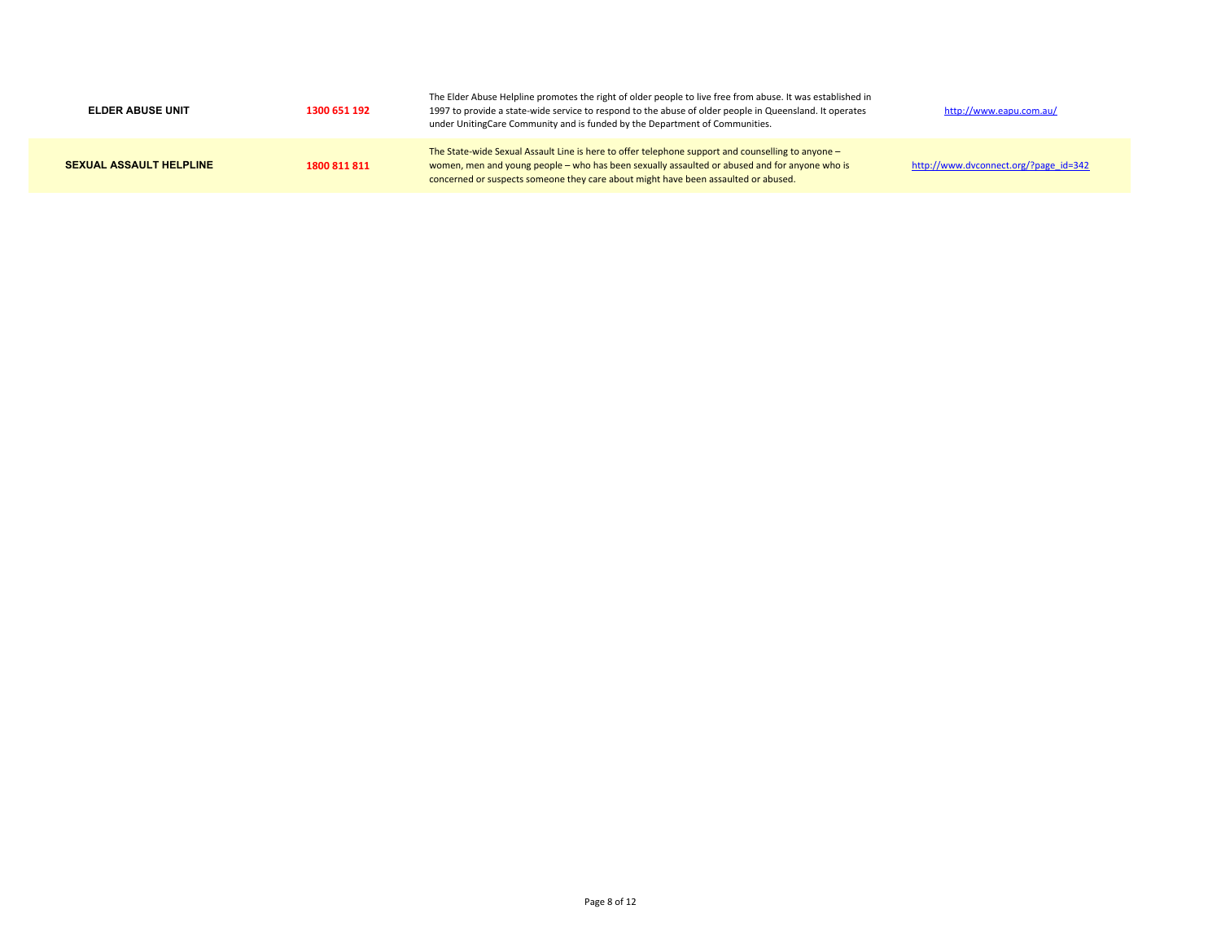| | | | |
|---|---|---|---|
| **ELDER ABUSE UNIT** | **1300 651 192** | The Elder Abuse Helpline promotes the right of older people to live free from abuse. It was established in 1997 to provide a state-wide service to respond to the abuse of older people in Queensland. It operates under UnitingCare Community and is funded by the Department of Communities. | http://www.eapu.com.au/ |
| **SEXUAL ASSAULT HELPLINE** | **1800 811 811** | The State-wide Sexual Assault Line is here to offer telephone support and counselling to anyone – women, men and young people – who has been sexually assaulted or abused and for anyone who is concerned or suspects someone they care about might have been assaulted or abused. | http://www.dvconnect.org/?page_id=342 |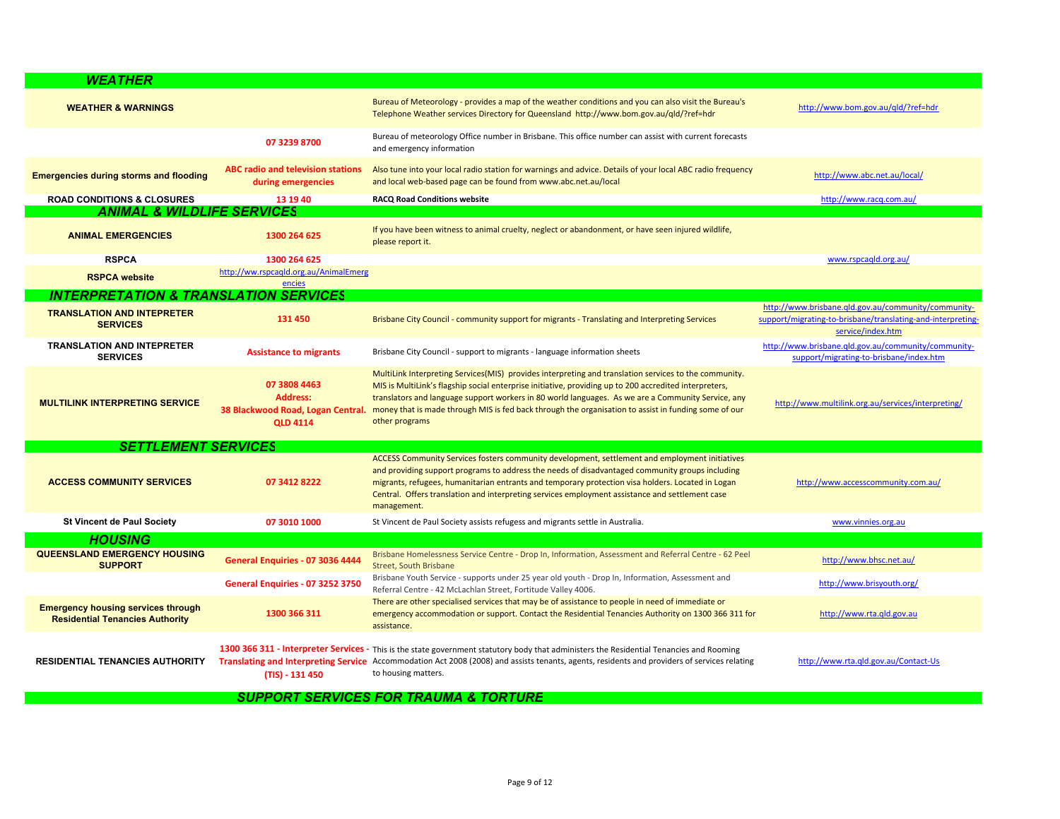## *WEATHER*

| | | | |
|---|---|---|---|
| **WEATHER & WARNINGS** | | Bureau of Meteorology - provides a map of the weather conditions and you can also visit the Bureau's Telephone Weather services Directory for Queensland http://www.bom.gov.au/qld/?ref=hdr | http://www.bom.gov.au/qld/?ref=hdr |
| | **07 3239 8700** | Bureau of meteorology Office number in Brisbane. This office number can assist with current forecasts and emergency information | |
| **Emergencies during storms and flooding** | **ABC radio and television stations during emergencies** | Also tune into your local radio station for warnings and advice. Details of your local ABC radio frequency and local web-based page can be found from www.abc.net.au/local | http://www.abc.net.au/local/ |
| **ROAD CONDITIONS & CLOSURES** | **13 19 40** | **RACQ Road Conditions website** | http://www.racq.com.au/ |

## *ANIMAL & WILDLIFE SERVICES*

| | | | |
|---|---|---|---|
| **ANIMAL EMERGENCIES** | **1300 264 625** | If you have been witness to animal cruelty, neglect or abandonment, or have seen injured wildlife, please report it. | |
| **RSPCA** | **1300 264 625** | | www.rspcaqld.org.au/ |
| **RSPCA website** | http://ww.rspcaqld.org.au/AnimalEmergencies | | |

## *INTERPRETATION & TRANSLATION SERVICES*

| | | | |
|---|---|---|---|
| **TRANSLATION AND INTEPRETER SERVICES** | **131 450** | Brisbane City Council - community support for migrants - Translating and Interpreting Services | http://www.brisbane.qld.gov.au/community/community-support/migrating-to-brisbane/translating-and-interpreting-service/index.htm |
| **TRANSLATION AND INTEPRETER SERVICES** | **Assistance to migrants** | Brisbane City Council - support to migrants - language information sheets | http://www.brisbane.qld.gov.au/community/community-support/migrating-to-brisbane/index.htm |
| **MULTILINK INTERPRETING SERVICE** | **07 3808 4463 Address: 38 Blackwood Road, Logan Central. QLD 4114** | MultiLink Interpreting Services(MIS) provides interpreting and translation services to the community. MIS is MultiLink's flagship social enterprise initiative, providing up to 200 accredited interpreters, translators and language support workers in 80 world languages. As we are a Community Service, any money that is made through MIS is fed back through the organisation to assist in funding some of our other programs | http://www.multilink.org.au/services/interpreting/ |

## *SETTLEMENT SERVICES*

| | | | |
|---|---|---|---|
| **ACCESS COMMUNITY SERVICES** | **07 3412 8222** | ACCESS Community Services fosters community development, settlement and employment initiatives and providing support programs to address the needs of disadvantaged community groups including migrants, refugees, humanitarian entrants and temporary protection visa holders. Located in Logan Central. Offers translation and interpreting services employment assistance and settlement case management. | http://www.accesscommunity.com.au/ |
| **St Vincent de Paul Society** | **07 3010 1000** | St Vincent de Paul Society assists refugess and migrants settle in Australia. | www.vinnies.org.au |

## *HOUSING*

| | | | |
|---|---|---|---|
| **QUEENSLAND EMERGENCY HOUSING SUPPORT** | **General Enquiries - 07 3036 4444** | Brisbane Homelessness Service Centre - Drop In, Information, Assessment and Referral Centre - 62 Peel Street, South Brisbane | http://www.bhsc.net.au/ |
| | **General Enquiries - 07 3252 3750** | Brisbane Youth Service - supports under 25 year old youth - Drop In, Information, Assessment and Referral Centre - 42 McLachlan Street, Fortitude Valley 4006. | http://www.brisyouth.org/ |
| **Emergency housing services through Residential Tenancies Authority** | **1300 366 311** | There are other specialised services that may be of assistance to people in need of immediate or emergency accommodation or support. Contact the Residential Tenancies Authority on 1300 366 311 for assistance. | http://www.rta.qld.gov.au |
| **RESIDENTIAL TENANCIES AUTHORITY** | **1300 366 311 - Interpreter Services - Translating and Interpreting Service (TIS) - 131 450** | This is the state government statutory body that administers the Residential Tenancies and Rooming Accommodation Act 2008 (2008) and assists tenants, agents, residents and providers of services relating to housing matters. | http://www.rta.qld.gov.au/Contact-Us |

## *SUPPORT SERVICES FOR TRAUMA & TORTURE*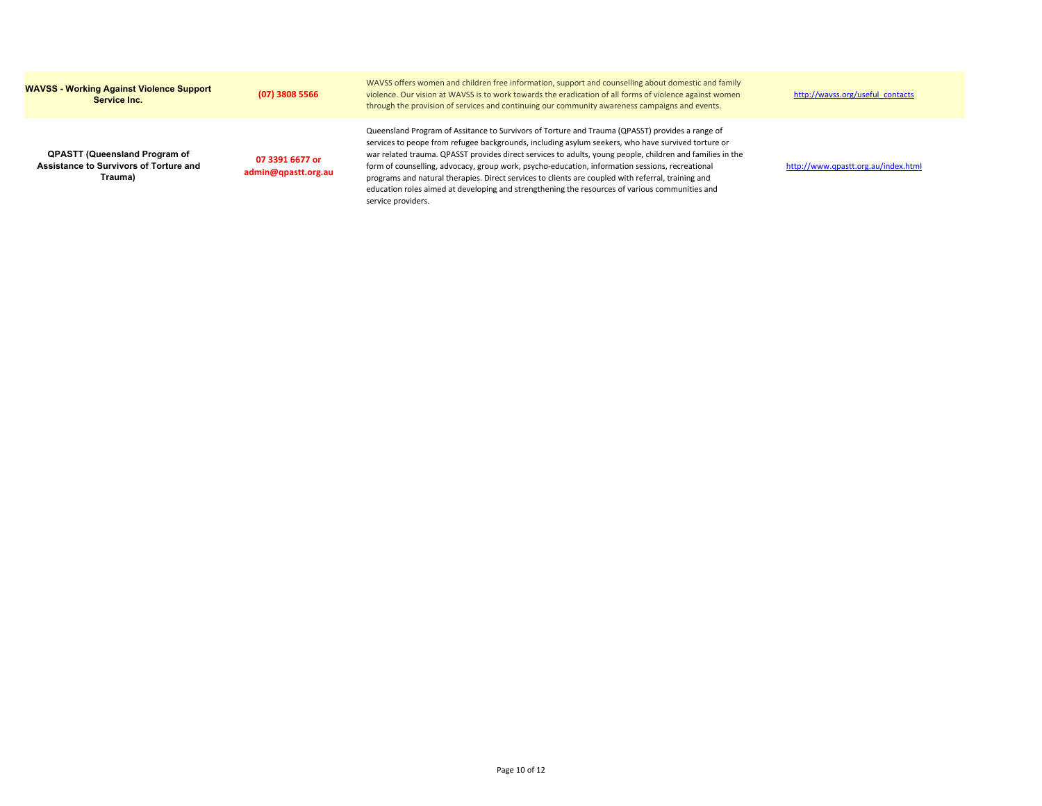| | | | |
|---|---|---|---|
| **WAVSS - Working Against Violence Support Service Inc.** | **(07) 3808 5566** | WAVSS offers women and children free information, support and counselling about domestic and family violence. Our vision at WAVSS is to work towards the eradication of all forms of violence against women through the provision of services and continuing our community awareness campaigns and events. | http://wavss.org/useful_contacts |
| **QPASTT (Queensland Program of Assistance to Survivors of Torture and Trauma)** | **07 3391 6677 or admin@qpastt.org.au** | Queensland Program of Assitance to Survivors of Torture and Trauma (QPASST) provides a range of services to peope from refugee backgrounds, including asylum seekers, who have survived torture or war related trauma. QPASST provides direct services to adults, young people, children and families in the form of counselling, advocacy, group work, psycho-education, information sessions, recreational programs and natural therapies. Direct services to clients are coupled with referral, training and education roles aimed at developing and strengthening the resources of various communities and service providers. | http://www.qpastt.org.au/index.html |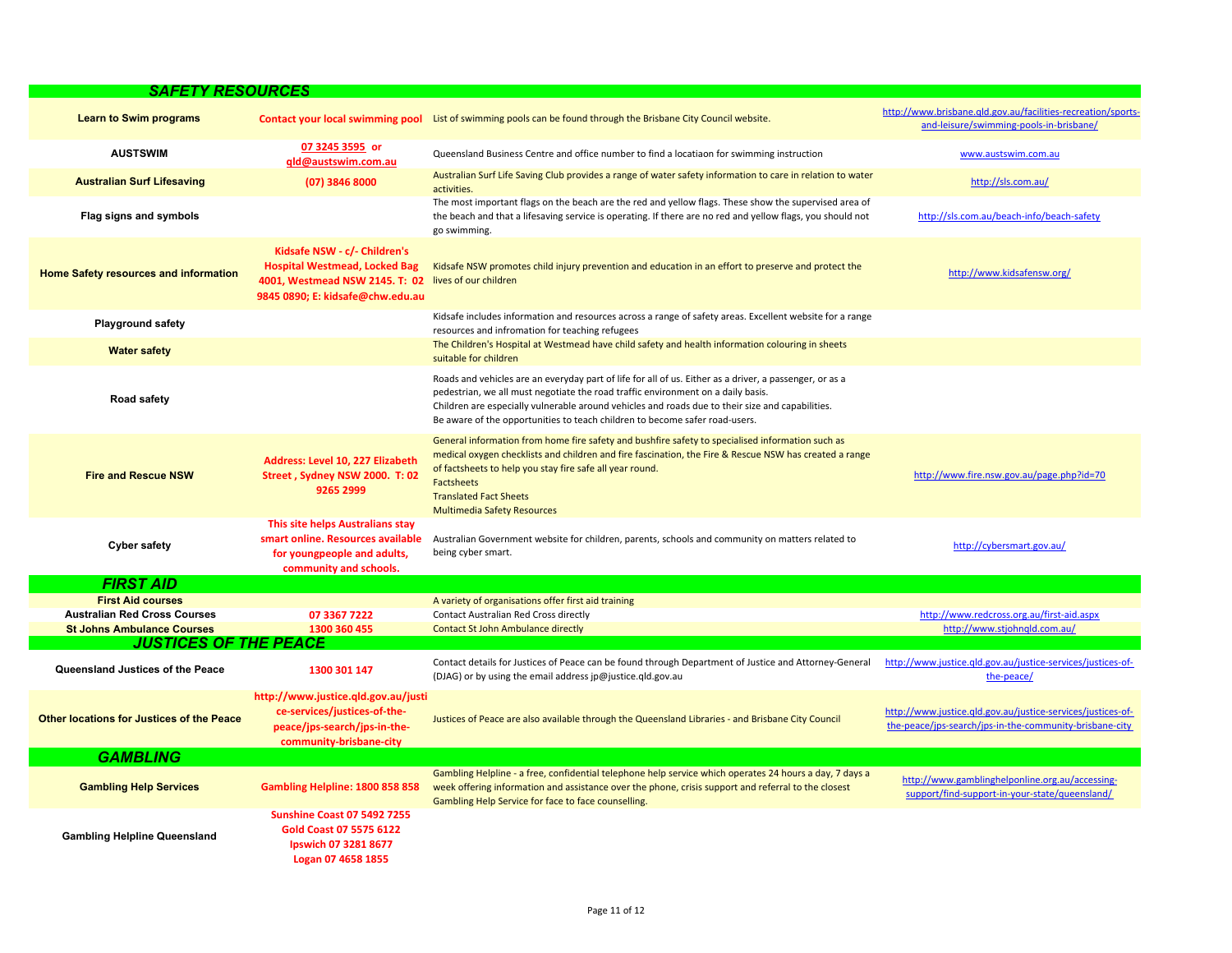| | | | |
|---|---|---|---|
| ***SAFETY RESOURCES*** | | | |
| **Learn to Swim programs** | **Contact your local swimming pool** | List of swimming pools can be found through the Brisbane City Council website. | http://www.brisbane.qld.gov.au/facilities-recreation/sports-and-leisure/swimming-pools-in-brisbane/ |
| **AUSTSWIM** | **07 3245 3595 or qld@austswim.com.au** | Queensland Business Centre and office number to find a locatiaon for swimming instruction | www.austswim.com.au |
| **Australian Surf Lifesaving** | **(07) 3846 8000** | Australian Surf Life Saving Club provides a range of water safety information to care in relation to water activities. | http://sls.com.au/ |
| **Flag signs and symbols** | | The most important flags on the beach are the red and yellow flags. These show the supervised area of the beach and that a lifesaving service is operating. If there are no red and yellow flags, you should not go swimming. | http://sls.com.au/beach-info/beach-safety |
| **Home Safety resources and information** | **Kidsafe NSW - c/- Children's Hospital Westmead, Locked Bag 4001, Westmead NSW 2145. T: 02 9845 0890; E: kidsafe@chw.edu.au** | Kidsafe NSW promotes child injury prevention and education in an effort to preserve and protect the lives of our children | http://www.kidsafensw.org/ |
| **Playground safety** | | Kidsafe includes information and resources across a range of safety areas. Excellent website for a range resources and infromation for teaching refugees | |
| **Water safety** | | The Children's Hospital at Westmead have child safety and health information colouring in sheets suitable for children | |
| **Road safety** | | Roads and vehicles are an everyday part of life for all of us. Either as a driver, a passenger, or as a pedestrian, we all must negotiate the road traffic environment on a daily basis.<br>Children are especially vulnerable around vehicles and roads due to their size and capabilities.<br>Be aware of the opportunities to teach children to become safer road-users. | |
| **Fire and Rescue NSW** | **Address: Level 10, 227 Elizabeth Street , Sydney NSW 2000. T: 02 9265 2999** | General information from home fire safety and bushfire safety to specialised information such as medical oxygen checklists and children and fire fascination, the Fire & Rescue NSW has created a range of factsheets to help you stay fire safe all year round.<br>Factsheets<br>Translated Fact Sheets<br>Multimedia Safety Resources | http://www.fire.nsw.gov.au/page.php?id=70 |
| **Cyber safety** | **This site helps Australians stay smart online. Resources available for youngpeople and adults, community and schools.** | Australian Government website for children, parents, schools and community on matters related to being cyber smart. | http://cybersmart.gov.au/ |
| ***FIRST AID*** | | | |
| **First Aid courses** | | A variety of organisations offer first aid training | |
| **Australian Red Cross Courses** | **07 3367 7222** | Contact Australian Red Cross directly | http://www.redcross.org.au/first-aid.aspx |
| **St Johns Ambulance Courses** | **1300 360 455** | Contact St John Ambulance directly | http://www.stjohnqld.com.au/ |
| ***JUSTICES OF THE PEACE*** | | | |
| **Queensland Justices of the Peace** | **1300 301 147** | Contact details for Justices of Peace can be found through Department of Justice and Attorney-General (DJAG) or by using the email address jp@justice.qld.gov.au | http://www.justice.qld.gov.au/justice-services/justices-of-the-peace/ |
| **Other locations for Justices of the Peace** | **http://www.justice.qld.gov.au/justice-services/justices-of-the-peace/jps-search/jps-in-the-community-brisbane-city** | Justices of Peace are also available through the Queensland Libraries - and Brisbane City Council | http://www.justice.qld.gov.au/justice-services/justices-of-the-peace/jps-search/jps-in-the-community-brisbane-city |
| ***GAMBLING*** | | | |
| **Gambling Help Services** | **Gambling Helpline: 1800 858 858** | Gambling Helpline - a free, confidential telephone help service which operates 24 hours a day, 7 days a week offering information and assistance over the phone, crisis support and referral to the closest Gambling Help Service for face to face counselling. | http://www.gamblinghelponline.org.au/accessing-support/find-support-in-your-state/queensland/ |
| **Gambling Helpline Queensland** | **Sunshine Coast 07 5492 7255<br>Gold Coast 07 5575 6122<br>Ipswich 07 3281 8677<br>Logan 07 4658 1855** | | |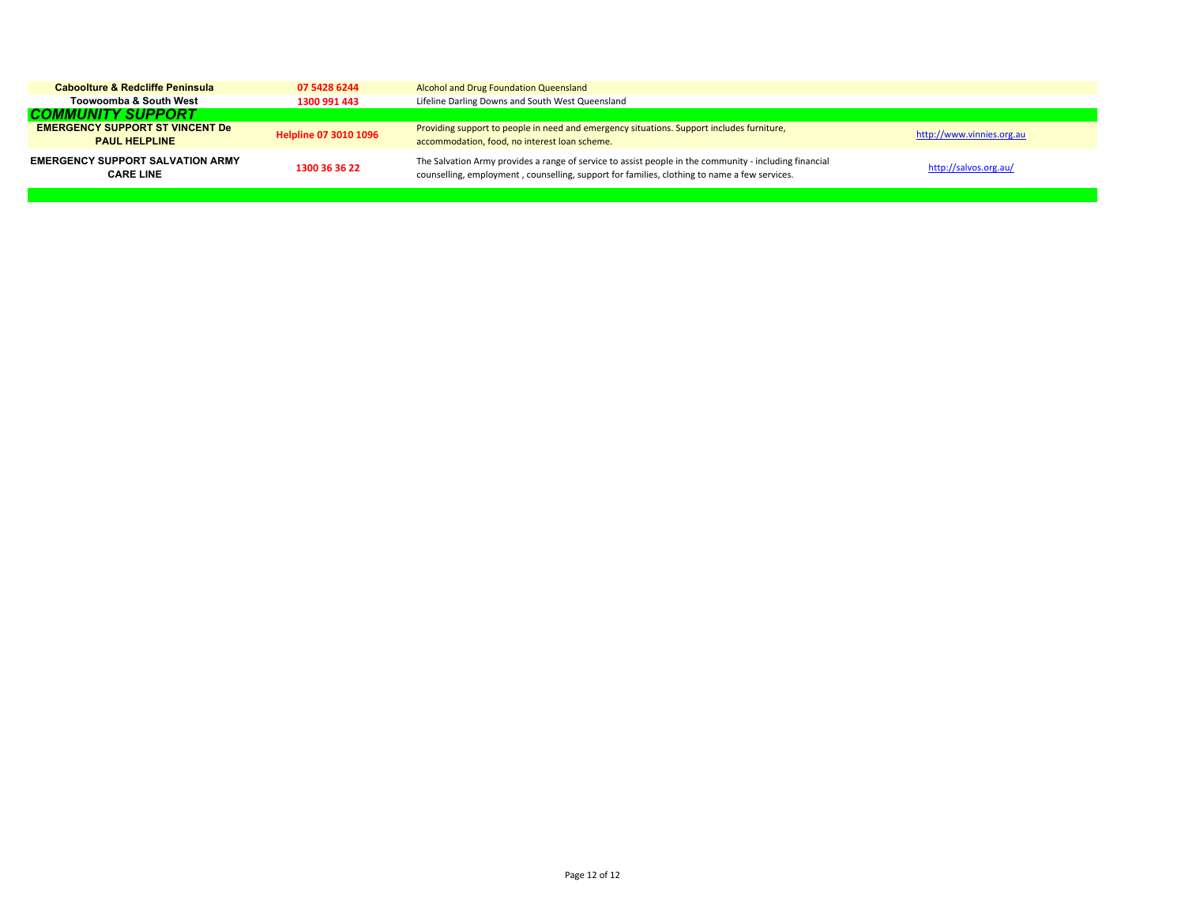| | | | |
|---|---|---|---|
| **Caboolture & Redcliffe Peninsula** | **07 5428 6244** | Alcohol and Drug Foundation Queensland | |
| **Toowoomba & South West** | **1300 991 443** | Lifeline Darling Downs and South West Queensland | |
| ***COMMUNITY SUPPORT*** | | | |
| **EMERGENCY SUPPORT ST VINCENT De PAUL HELPLINE** | **Helpline 07 3010 1096** | Providing support to people in need and emergency situations. Support includes furniture, accommodation, food, no interest loan scheme. | http://www.vinnies.org.au |
| **EMERGENCY SUPPORT SALVATION ARMY CARE LINE** | **1300 36 36 22** | The Salvation Army provides a range of service to assist people in the community - including financial counselling, employment , counselling, support for families, clothing to name a few services. | http://salvos.org.au/ |